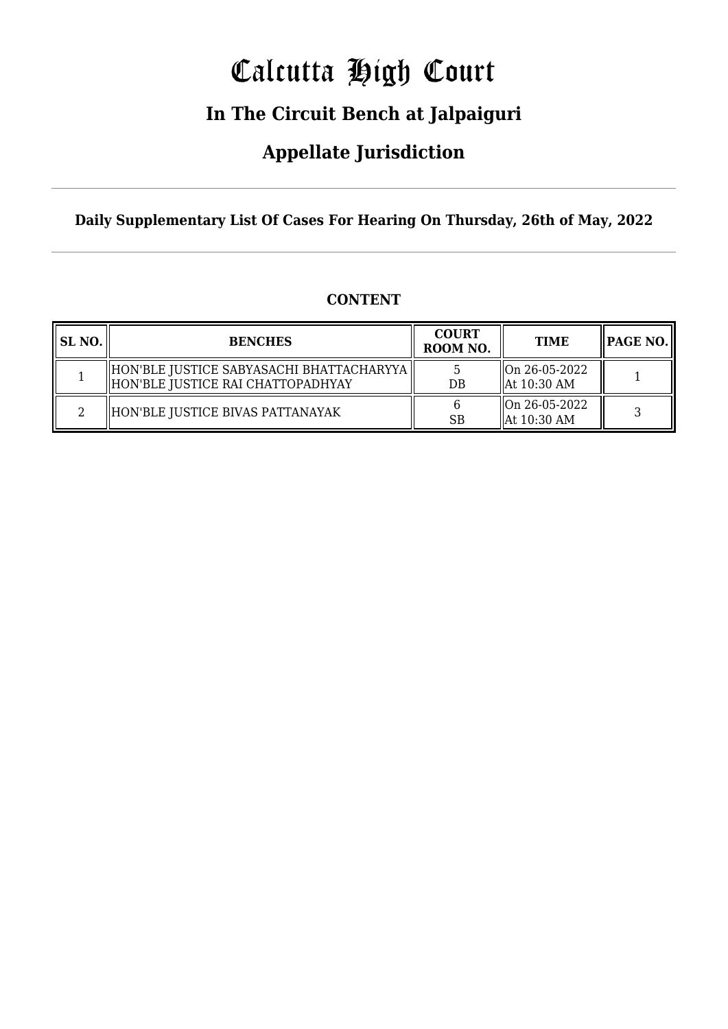# Calcutta High Court

## In The Circuit Bench at Jalpaiguri

## Appellate Jurisdiction

**Daily Supplementary List Of Cases For Hearing On Thursday, 26th of May, 2022**

### CONTENT

| SL NO. | BENCHES | COURT ROOM NO. | TIME | PAGE NO. |
|---|---|---|---|---|
| 1 | HON'BLE JUSTICE SABYASACHI BHATTACHARYYA<br>HON'BLE JUSTICE RAI CHATTOPADHYAY | 5<br>DB | On 26-05-2022<br>At 10:30 AM | 1 |
| 2 | HON'BLE JUSTICE BIVAS PATTANAYAK | 6<br>SB | On 26-05-2022<br>At 10:30 AM | 3 |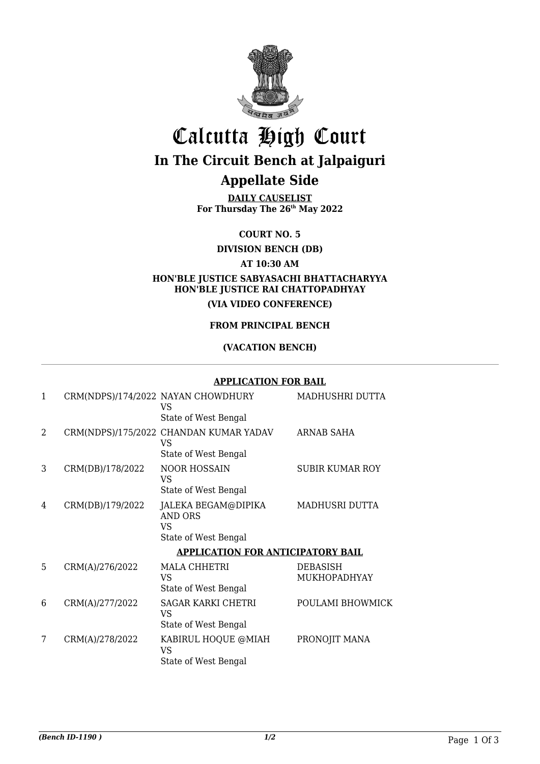# Calcutta High Court

## In The Circuit Bench at Jalpaiguri

## Appellate Side

**DAILY CAUSELIST**
**For Thursday The 26th May 2022**

**COURT NO. 5**

**DIVISION BENCH (DB)**

**AT 10:30 AM**

**HON'BLE JUSTICE SABYASACHI BHATTACHARYYA**
**HON'BLE JUSTICE RAI CHATTOPADHYAY**

**(VIA VIDEO CONFERENCE)**

**FROM PRINCIPAL BENCH**

**(VACATION BENCH)**

**APPLICATION FOR BAIL**

| | | | |
|---|---|---|---|
| 1 | CRM(NDPS)/174/2022 | NAYAN CHOWDHURY<br>VS<br>State of West Bengal | MADHUSHRI DUTTA |
| 2 | CRM(NDPS)/175/2022 | CHANDAN KUMAR YADAV<br>VS<br>State of West Bengal | ARNAB SAHA |
| 3 | CRM(DB)/178/2022 | NOOR HOSSAIN<br>VS<br>State of West Bengal | SUBIR KUMAR ROY |
| 4 | CRM(DB)/179/2022 | JALEKA BEGAM@DIPIKA AND ORS<br>VS<br>State of West Bengal | MADHUSRI DUTTA |

**APPLICATION FOR ANTICIPATORY BAIL**

| | | | |
|---|---|---|---|
| 5 | CRM(A)/276/2022 | MALA CHHETRI<br>VS<br>State of West Bengal | DEBASISH MUKHOPADHYAY |
| 6 | CRM(A)/277/2022 | SAGAR KARKI CHETRI<br>VS<br>State of West Bengal | POULAMI BHOWMICK |
| 7 | CRM(A)/278/2022 | KABIRUL HOQUE @MIAH<br>VS<br>State of West Bengal | PRONOJIT MANA |

*(Bench ID-1190 )* 1/2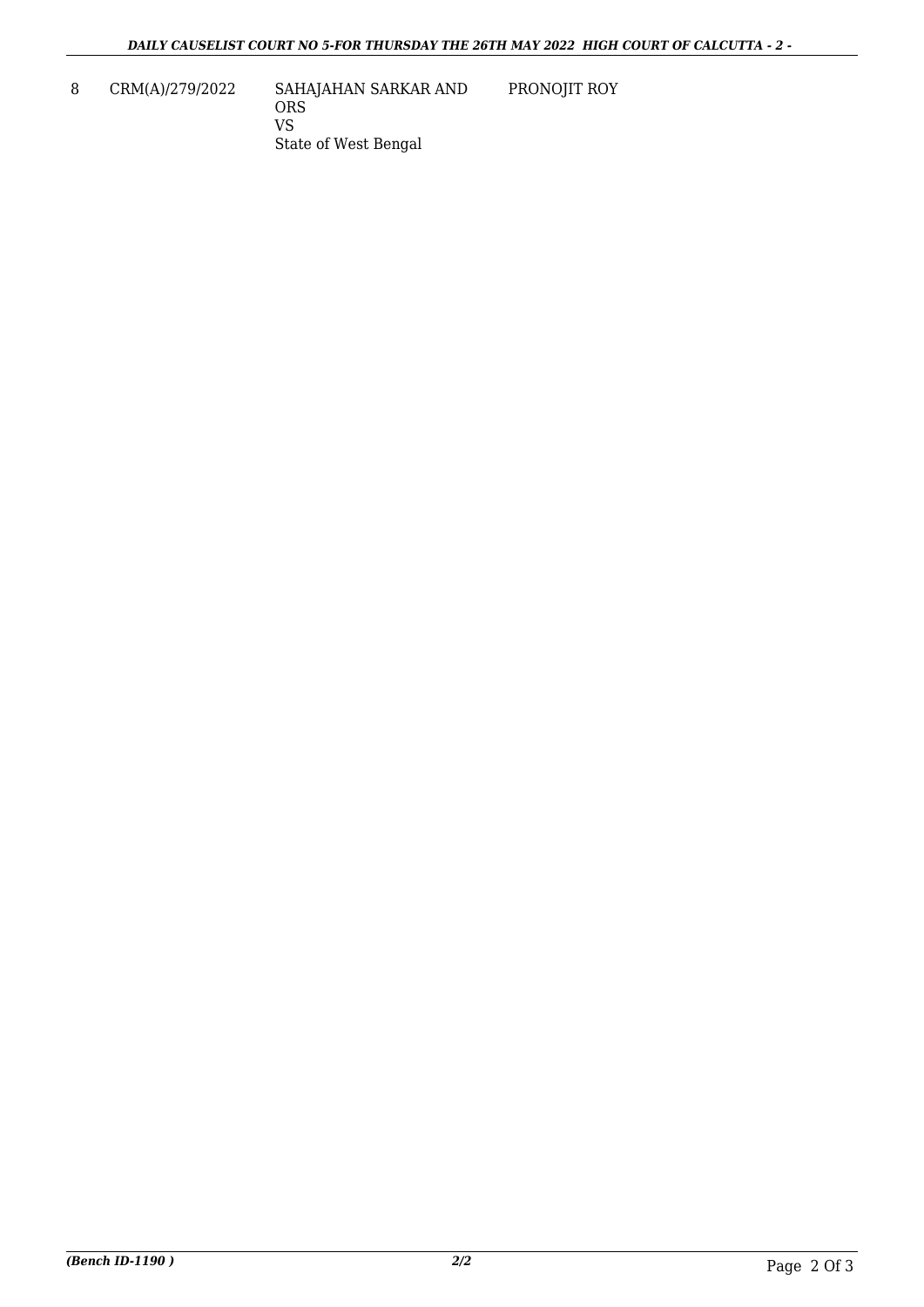| 8 | CRM(A)/279/2022 | SAHAJAHAN SARKAR AND ORS<br>VS<br>State of West Bengal | PRONOJIT ROY |
|---|---|---|---|

*(Bench ID-1190 )* **2/2**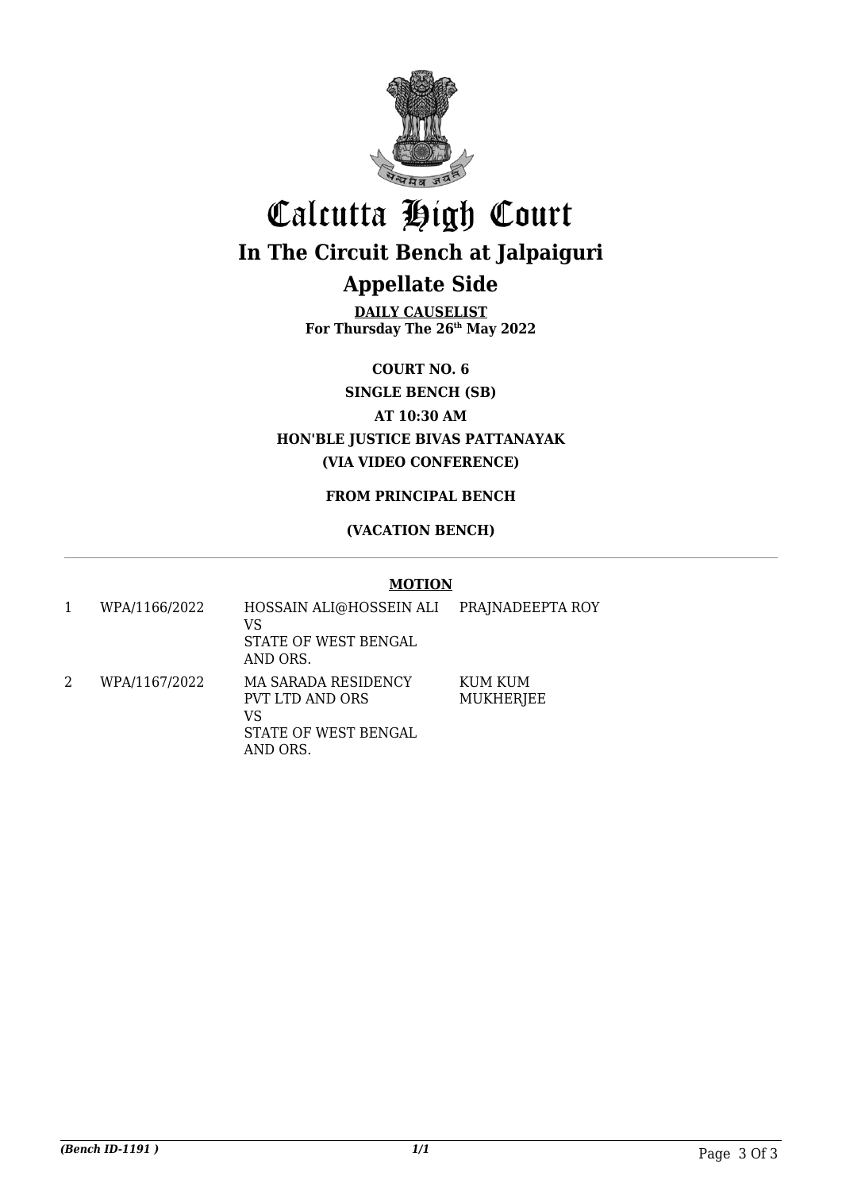# Calcutta High Court

## In The Circuit Bench at Jalpaiguri

## Appellate Side

**DAILY CAUSELIST**
**For Thursday The 26th May 2022**

**COURT NO. 6**

**SINGLE BENCH (SB)**

**AT 10:30 AM**

**HON'BLE JUSTICE BIVAS PATTANAYAK**

**(VIA VIDEO CONFERENCE)**

**FROM PRINCIPAL BENCH**

**(VACATION BENCH)**

**MOTION**

| | | | |
|---|---|---|---|
| 1 | WPA/1166/2022 | HOSSAIN ALI@HOSSEIN ALI<br>VS<br>STATE OF WEST BENGAL AND ORS. | PRAJNADEEPTA ROY |
| 2 | WPA/1167/2022 | MA SARADA RESIDENCY PVT LTD AND ORS<br>VS<br>STATE OF WEST BENGAL AND ORS. | KUM KUM MUKHERJEE |

*(Bench ID-1191 )*